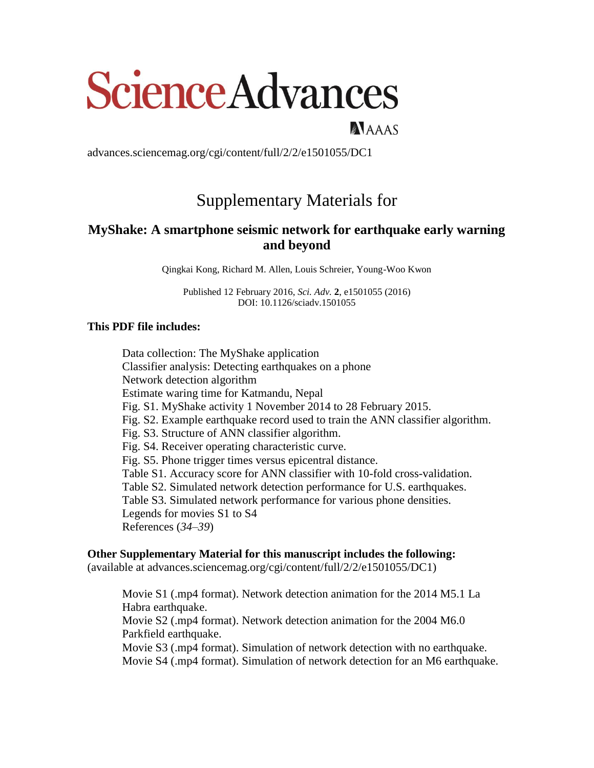# Science Advances

AAAS

advances.sciencemag.org/cgi/content/full/2/2/e1501055/DC1

## Supplementary Materials for

### MyShake: A smartphone seismic network for earthquake early warning and beyond

Qingkai Kong, Richard M. Allen, Louis Schreier, Young-Woo Kwon

Published 12 February 2016, *Sci. Adv.* **2**, e1501055 (2016)
DOI: 10.1126/sciadv.1501055

**This PDF file includes:**

- Data collection: The MyShake application
- Classifier analysis: Detecting earthquakes on a phone
- Network detection algorithm
- Estimate waring time for Katmandu, Nepal
- Fig. S1. MyShake activity 1 November 2014 to 28 February 2015.
- Fig. S2. Example earthquake record used to train the ANN classifier algorithm.
- Fig. S3. Structure of ANN classifier algorithm.
- Fig. S4. Receiver operating characteristic curve.
- Fig. S5. Phone trigger times versus epicentral distance.
- Table S1. Accuracy score for ANN classifier with 10-fold cross-validation.
- Table S2. Simulated network detection performance for U.S. earthquakes.
- Table S3. Simulated network performance for various phone densities.
- Legends for movies S1 to S4
- References (*34*–*39*)

**Other Supplementary Material for this manuscript includes the following:**
(available at advances.sciencemag.org/cgi/content/full/2/2/e1501055/DC1)

- Movie S1 (.mp4 format). Network detection animation for the 2014 M5.1 La Habra earthquake.
- Movie S2 (.mp4 format). Network detection animation for the 2004 M6.0 Parkfield earthquake.
- Movie S3 (.mp4 format). Simulation of network detection with no earthquake.
- Movie S4 (.mp4 format). Simulation of network detection for an M6 earthquake.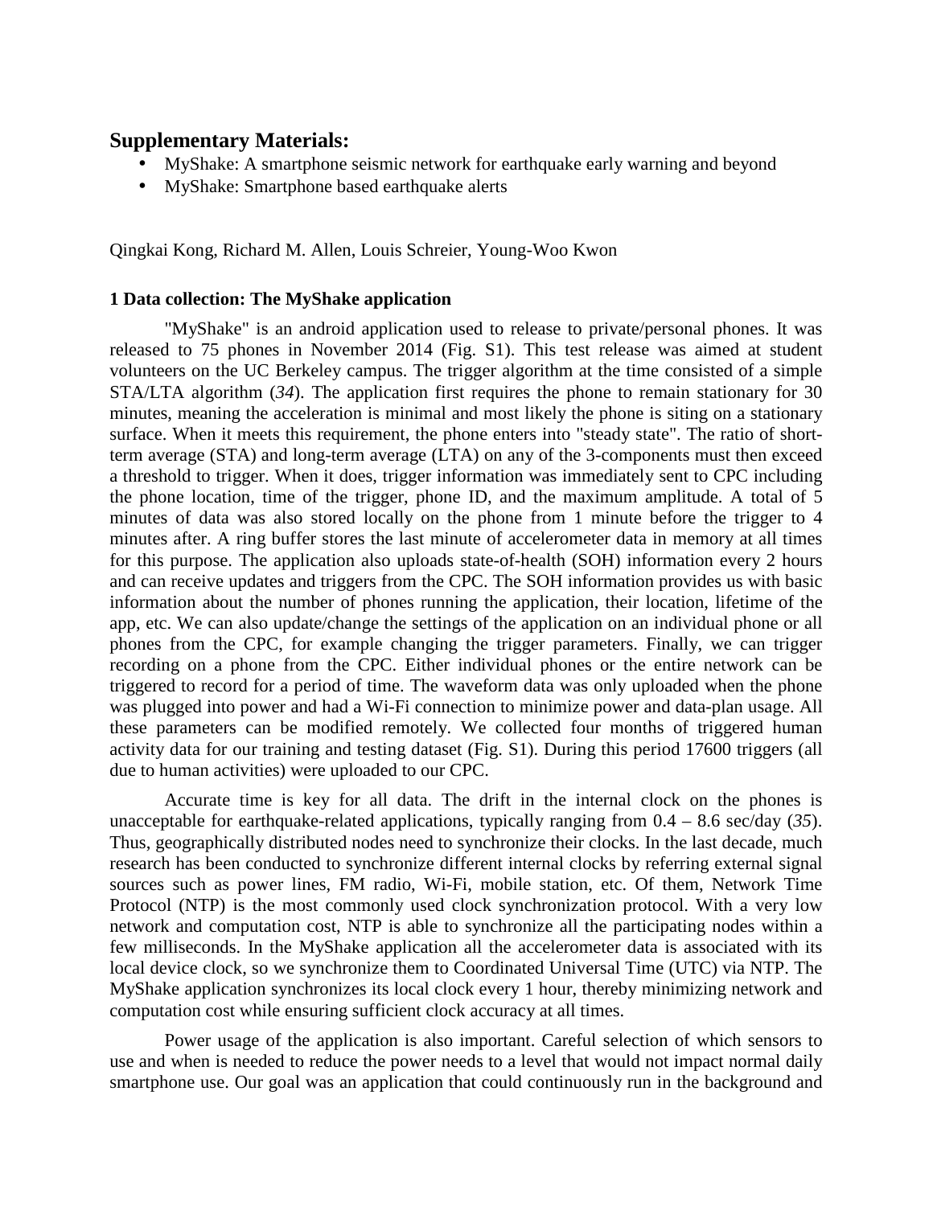## Supplementary Materials:

- MyShake: A smartphone seismic network for earthquake early warning and beyond
- MyShake: Smartphone based earthquake alerts

Qingkai Kong, Richard M. Allen, Louis Schreier, Young-Woo Kwon

### 1 Data collection: The MyShake application

"MyShake" is an android application used to release to private/personal phones. It was released to 75 phones in November 2014 (Fig. S1). This test release was aimed at student volunteers on the UC Berkeley campus. The trigger algorithm at the time consisted of a simple STA/LTA algorithm (*34*). The application first requires the phone to remain stationary for 30 minutes, meaning the acceleration is minimal and most likely the phone is siting on a stationary surface. When it meets this requirement, the phone enters into "steady state". The ratio of short-term average (STA) and long-term average (LTA) on any of the 3-components must then exceed a threshold to trigger. When it does, trigger information was immediately sent to CPC including the phone location, time of the trigger, phone ID, and the maximum amplitude. A total of 5 minutes of data was also stored locally on the phone from 1 minute before the trigger to 4 minutes after. A ring buffer stores the last minute of accelerometer data in memory at all times for this purpose. The application also uploads state-of-health (SOH) information every 2 hours and can receive updates and triggers from the CPC. The SOH information provides us with basic information about the number of phones running the application, their location, lifetime of the app, etc. We can also update/change the settings of the application on an individual phone or all phones from the CPC, for example changing the trigger parameters. Finally, we can trigger recording on a phone from the CPC. Either individual phones or the entire network can be triggered to record for a period of time. The waveform data was only uploaded when the phone was plugged into power and had a Wi-Fi connection to minimize power and data-plan usage. All these parameters can be modified remotely. We collected four months of triggered human activity data for our training and testing dataset (Fig. S1). During this period 17600 triggers (all due to human activities) were uploaded to our CPC.

Accurate time is key for all data. The drift in the internal clock on the phones is unacceptable for earthquake-related applications, typically ranging from 0.4 – 8.6 sec/day (*35*). Thus, geographically distributed nodes need to synchronize their clocks. In the last decade, much research has been conducted to synchronize different internal clocks by referring external signal sources such as power lines, FM radio, Wi-Fi, mobile station, etc. Of them, Network Time Protocol (NTP) is the most commonly used clock synchronization protocol. With a very low network and computation cost, NTP is able to synchronize all the participating nodes within a few milliseconds. In the MyShake application all the accelerometer data is associated with its local device clock, so we synchronize them to Coordinated Universal Time (UTC) via NTP. The MyShake application synchronizes its local clock every 1 hour, thereby minimizing network and computation cost while ensuring sufficient clock accuracy at all times.

Power usage of the application is also important. Careful selection of which sensors to use and when is needed to reduce the power needs to a level that would not impact normal daily smartphone use. Our goal was an application that could continuously run in the background and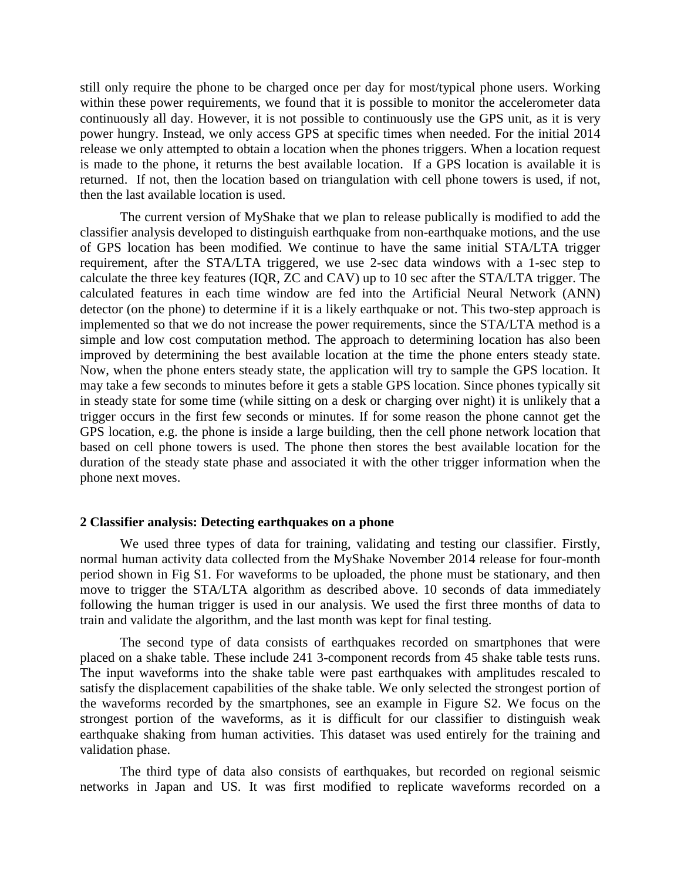still only require the phone to be charged once per day for most/typical phone users. Working within these power requirements, we found that it is possible to monitor the accelerometer data continuously all day. However, it is not possible to continuously use the GPS unit, as it is very power hungry. Instead, we only access GPS at specific times when needed. For the initial 2014 release we only attempted to obtain a location when the phones triggers. When a location request is made to the phone, it returns the best available location. If a GPS location is available it is returned. If not, then the location based on triangulation with cell phone towers is used, if not, then the last available location is used.

The current version of MyShake that we plan to release publically is modified to add the classifier analysis developed to distinguish earthquake from non-earthquake motions, and the use of GPS location has been modified. We continue to have the same initial STA/LTA trigger requirement, after the STA/LTA triggered, we use 2-sec data windows with a 1-sec step to calculate the three key features (IQR, ZC and CAV) up to 10 sec after the STA/LTA trigger. The calculated features in each time window are fed into the Artificial Neural Network (ANN) detector (on the phone) to determine if it is a likely earthquake or not. This two-step approach is implemented so that we do not increase the power requirements, since the STA/LTA method is a simple and low cost computation method. The approach to determining location has also been improved by determining the best available location at the time the phone enters steady state. Now, when the phone enters steady state, the application will try to sample the GPS location. It may take a few seconds to minutes before it gets a stable GPS location. Since phones typically sit in steady state for some time (while sitting on a desk or charging over night) it is unlikely that a trigger occurs in the first few seconds or minutes. If for some reason the phone cannot get the GPS location, e.g. the phone is inside a large building, then the cell phone network location that based on cell phone towers is used. The phone then stores the best available location for the duration of the steady state phase and associated it with the other trigger information when the phone next moves.

## 2 Classifier analysis: Detecting earthquakes on a phone

We used three types of data for training, validating and testing our classifier. Firstly, normal human activity data collected from the MyShake November 2014 release for four-month period shown in Fig S1. For waveforms to be uploaded, the phone must be stationary, and then move to trigger the STA/LTA algorithm as described above. 10 seconds of data immediately following the human trigger is used in our analysis. We used the first three months of data to train and validate the algorithm, and the last month was kept for final testing.

The second type of data consists of earthquakes recorded on smartphones that were placed on a shake table. These include 241 3-component records from 45 shake table tests runs. The input waveforms into the shake table were past earthquakes with amplitudes rescaled to satisfy the displacement capabilities of the shake table. We only selected the strongest portion of the waveforms recorded by the smartphones, see an example in Figure S2. We focus on the strongest portion of the waveforms, as it is difficult for our classifier to distinguish weak earthquake shaking from human activities. This dataset was used entirely for the training and validation phase.

The third type of data also consists of earthquakes, but recorded on regional seismic networks in Japan and US. It was first modified to replicate waveforms recorded on a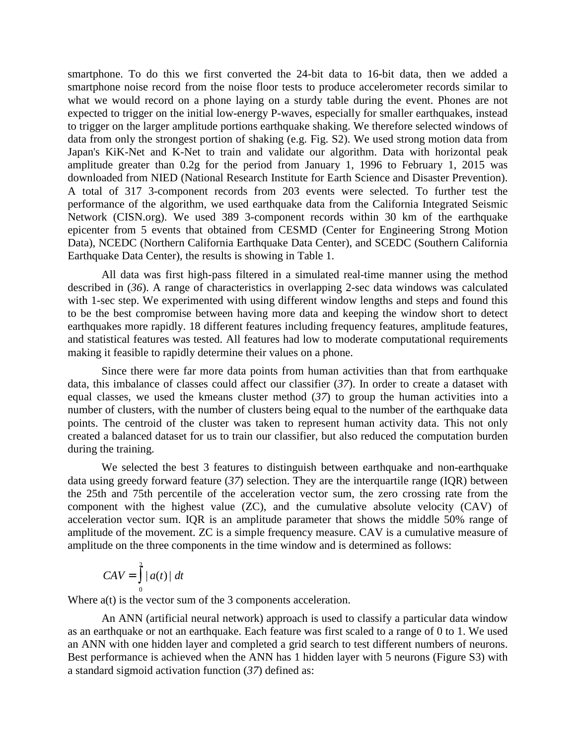smartphone. To do this we first converted the 24-bit data to 16-bit data, then we added a smartphone noise record from the noise floor tests to produce accelerometer records similar to what we would record on a phone laying on a sturdy table during the event. Phones are not expected to trigger on the initial low-energy P-waves, especially for smaller earthquakes, instead to trigger on the larger amplitude portions earthquake shaking. We therefore selected windows of data from only the strongest portion of shaking (e.g. Fig. S2). We used strong motion data from Japan's KiK-Net and K-Net to train and validate our algorithm. Data with horizontal peak amplitude greater than 0.2g for the period from January 1, 1996 to February 1, 2015 was downloaded from NIED (National Research Institute for Earth Science and Disaster Prevention). A total of 317 3-component records from 203 events were selected. To further test the performance of the algorithm, we used earthquake data from the California Integrated Seismic Network (CISN.org). We used 389 3-component records within 30 km of the earthquake epicenter from 5 events that obtained from CESMD (Center for Engineering Strong Motion Data), NCEDC (Northern California Earthquake Data Center), and SCEDC (Southern California Earthquake Data Center), the results is showing in Table 1.

All data was first high-pass filtered in a simulated real-time manner using the method described in (*36*). A range of characteristics in overlapping 2-sec data windows was calculated with 1-sec step. We experimented with using different window lengths and steps and found this to be the best compromise between having more data and keeping the window short to detect earthquakes more rapidly. 18 different features including frequency features, amplitude features, and statistical features was tested. All features had low to moderate computational requirements making it feasible to rapidly determine their values on a phone.

Since there were far more data points from human activities than that from earthquake data, this imbalance of classes could affect our classifier (*37*). In order to create a dataset with equal classes, we used the kmeans cluster method (*37*) to group the human activities into a number of clusters, with the number of clusters being equal to the number of the earthquake data points. The centroid of the cluster was taken to represent human activity data. This not only created a balanced dataset for us to train our classifier, but also reduced the computation burden during the training.

We selected the best 3 features to distinguish between earthquake and non-earthquake data using greedy forward feature (*37*) selection. They are the interquartile range (IQR) between the 25th and 75th percentile of the acceleration vector sum, the zero crossing rate from the component with the highest value (ZC), and the cumulative absolute velocity (CAV) of acceleration vector sum. IQR is an amplitude parameter that shows the middle 50% range of amplitude of the movement. ZC is a simple frequency measure. CAV is a cumulative measure of amplitude on the three components in the time window and is determined as follows:

$$CAV = \int_0^2 |a(t)|\, dt$$

Where a(t) is the vector sum of the 3 components acceleration.

An ANN (artificial neural network) approach is used to classify a particular data window as an earthquake or not an earthquake. Each feature was first scaled to a range of 0 to 1. We used an ANN with one hidden layer and completed a grid search to test different numbers of neurons. Best performance is achieved when the ANN has 1 hidden layer with 5 neurons (Figure S3) with a standard sigmoid activation function (*37*) defined as: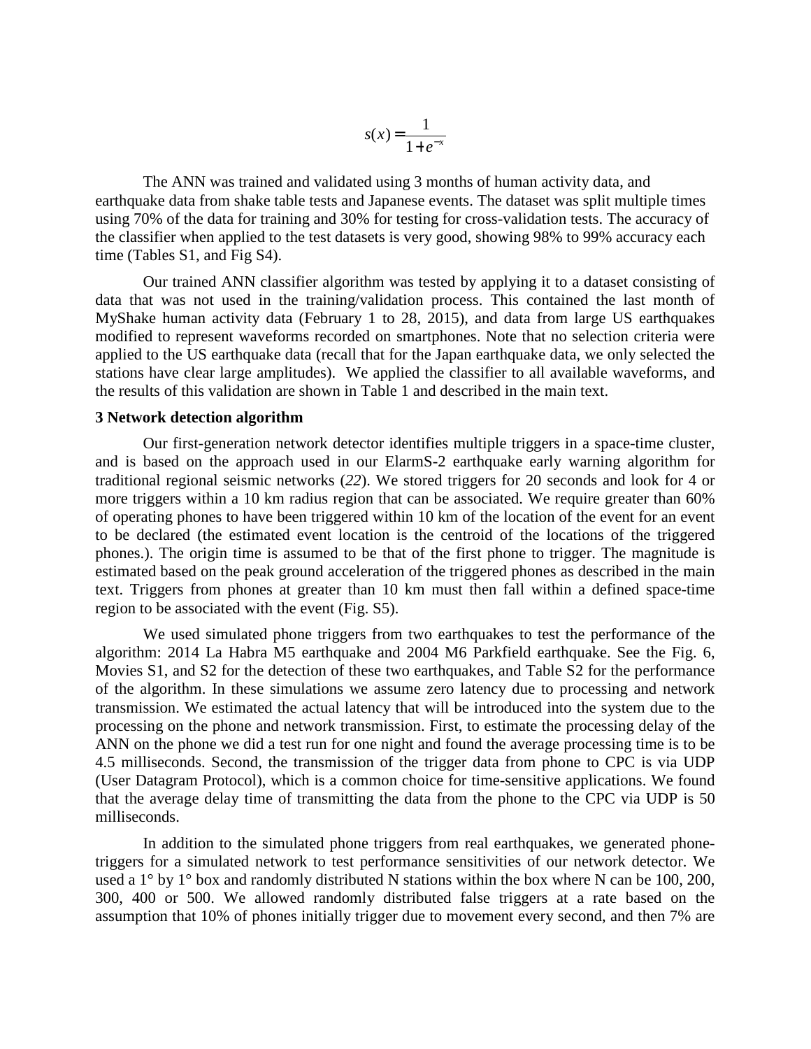$$s(x) = \frac{1}{1+e^{-x}}$$

The ANN was trained and validated using 3 months of human activity data, and earthquake data from shake table tests and Japanese events. The dataset was split multiple times using 70% of the data for training and 30% for testing for cross-validation tests. The accuracy of the classifier when applied to the test datasets is very good, showing 98% to 99% accuracy each time (Tables S1, and Fig S4).

Our trained ANN classifier algorithm was tested by applying it to a dataset consisting of data that was not used in the training/validation process. This contained the last month of MyShake human activity data (February 1 to 28, 2015), and data from large US earthquakes modified to represent waveforms recorded on smartphones. Note that no selection criteria were applied to the US earthquake data (recall that for the Japan earthquake data, we only selected the stations have clear large amplitudes). We applied the classifier to all available waveforms, and the results of this validation are shown in Table 1 and described in the main text.

### 3 Network detection algorithm

Our first-generation network detector identifies multiple triggers in a space-time cluster, and is based on the approach used in our ElarmS-2 earthquake early warning algorithm for traditional regional seismic networks (*22*). We stored triggers for 20 seconds and look for 4 or more triggers within a 10 km radius region that can be associated. We require greater than 60% of operating phones to have been triggered within 10 km of the location of the event for an event to be declared (the estimated event location is the centroid of the locations of the triggered phones.). The origin time is assumed to be that of the first phone to trigger. The magnitude is estimated based on the peak ground acceleration of the triggered phones as described in the main text. Triggers from phones at greater than 10 km must then fall within a defined space-time region to be associated with the event (Fig. S5).

We used simulated phone triggers from two earthquakes to test the performance of the algorithm: 2014 La Habra M5 earthquake and 2004 M6 Parkfield earthquake. See the Fig. 6, Movies S1, and S2 for the detection of these two earthquakes, and Table S2 for the performance of the algorithm. In these simulations we assume zero latency due to processing and network transmission. We estimated the actual latency that will be introduced into the system due to the processing on the phone and network transmission. First, to estimate the processing delay of the ANN on the phone we did a test run for one night and found the average processing time is to be 4.5 milliseconds. Second, the transmission of the trigger data from phone to CPC is via UDP (User Datagram Protocol), which is a common choice for time-sensitive applications. We found that the average delay time of transmitting the data from the phone to the CPC via UDP is 50 milliseconds.

In addition to the simulated phone triggers from real earthquakes, we generated phone-triggers for a simulated network to test performance sensitivities of our network detector. We used a 1° by 1° box and randomly distributed N stations within the box where N can be 100, 200, 300, 400 or 500. We allowed randomly distributed false triggers at a rate based on the assumption that 10% of phones initially trigger due to movement every second, and then 7% are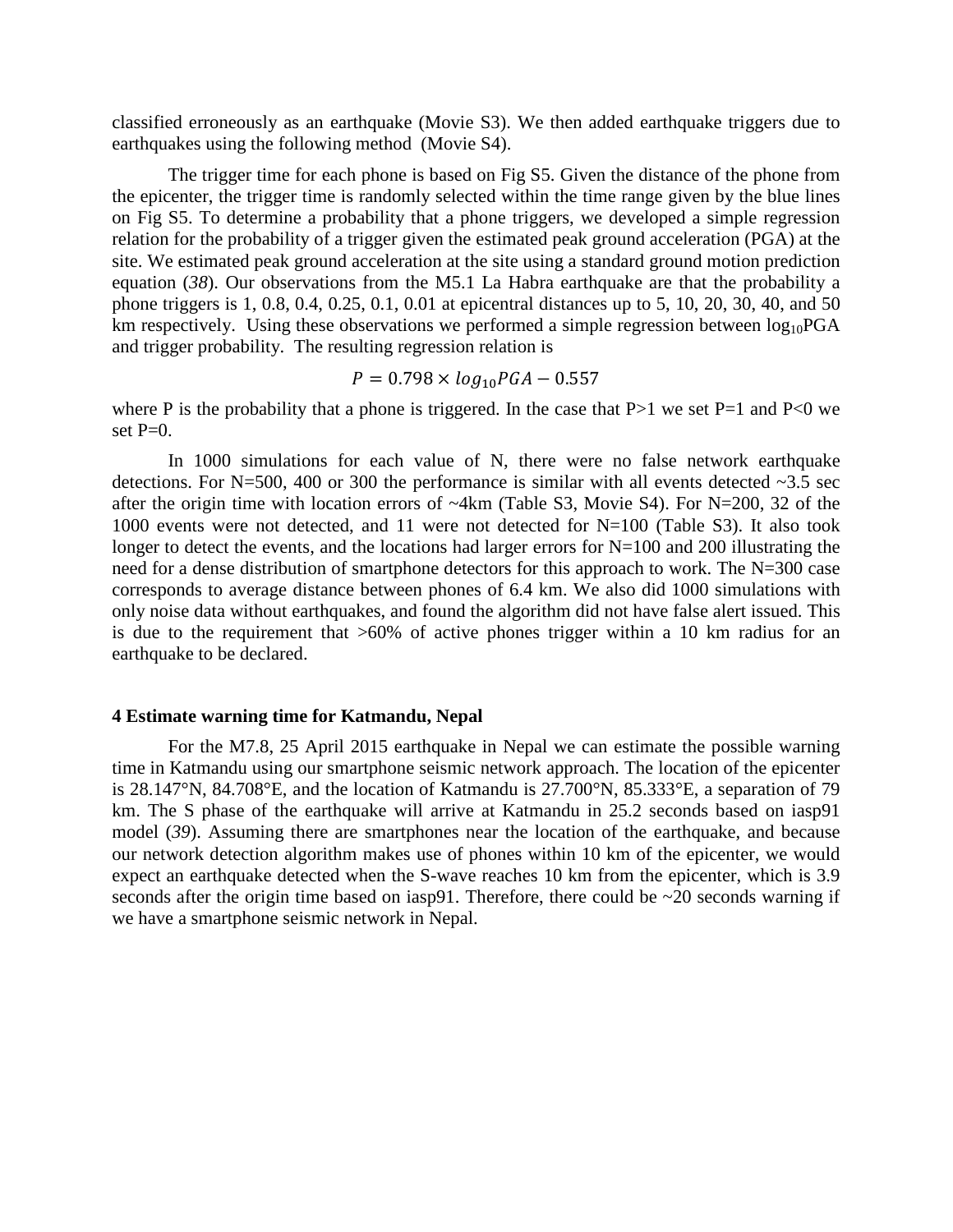classified erroneously as an earthquake (Movie S3). We then added earthquake triggers due to earthquakes using the following method (Movie S4).

The trigger time for each phone is based on Fig S5. Given the distance of the phone from the epicenter, the trigger time is randomly selected within the time range given by the blue lines on Fig S5. To determine a probability that a phone triggers, we developed a simple regression relation for the probability of a trigger given the estimated peak ground acceleration (PGA) at the site. We estimated peak ground acceleration at the site using a standard ground motion prediction equation (*38*). Our observations from the M5.1 La Habra earthquake are that the probability a phone triggers is 1, 0.8, 0.4, 0.25, 0.1, 0.01 at epicentral distances up to 5, 10, 20, 30, 40, and 50 km respectively. Using these observations we performed a simple regression between $\log_{10}$PGA and trigger probability. The resulting regression relation is

$$P = 0.798 \times log_{10}PGA - 0.557$$

where P is the probability that a phone is triggered. In the case that P>1 we set P=1 and P<0 we set P=0.

In 1000 simulations for each value of N, there were no false network earthquake detections. For N=500, 400 or 300 the performance is similar with all events detected ~3.5 sec after the origin time with location errors of ~4km (Table S3, Movie S4). For N=200, 32 of the 1000 events were not detected, and 11 were not detected for N=100 (Table S3). It also took longer to detect the events, and the locations had larger errors for N=100 and 200 illustrating the need for a dense distribution of smartphone detectors for this approach to work. The N=300 case corresponds to average distance between phones of 6.4 km. We also did 1000 simulations with only noise data without earthquakes, and found the algorithm did not have false alert issued. This is due to the requirement that >60% of active phones trigger within a 10 km radius for an earthquake to be declared.

## 4 Estimate warning time for Katmandu, Nepal

For the M7.8, 25 April 2015 earthquake in Nepal we can estimate the possible warning time in Katmandu using our smartphone seismic network approach. The location of the epicenter is 28.147°N, 84.708°E, and the location of Katmandu is 27.700°N, 85.333°E, a separation of 79 km. The S phase of the earthquake will arrive at Katmandu in 25.2 seconds based on iasp91 model (*39*). Assuming there are smartphones near the location of the earthquake, and because our network detection algorithm makes use of phones within 10 km of the epicenter, we would expect an earthquake detected when the S-wave reaches 10 km from the epicenter, which is 3.9 seconds after the origin time based on iasp91. Therefore, there could be ~20 seconds warning if we have a smartphone seismic network in Nepal.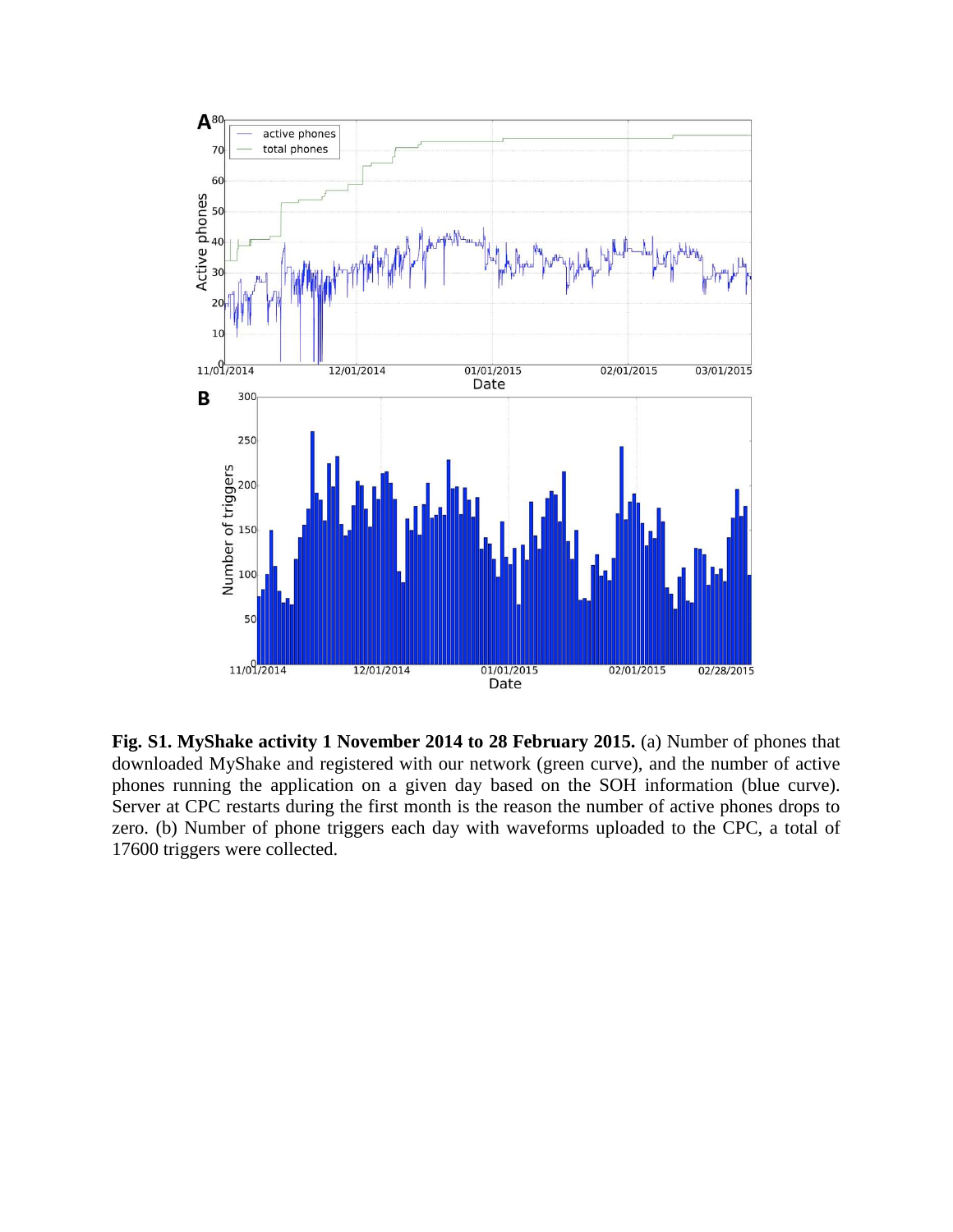**Fig. S1. MyShake activity 1 November 2014 to 28 February 2015.** (a) Number of phones that downloaded MyShake and registered with our network (green curve), and the number of active phones running the application on a given day based on the SOH information (blue curve). Server at CPC restarts during the first month is the reason the number of active phones drops to zero. (b) Number of phone triggers each day with waveforms uploaded to the CPC, a total of 17600 triggers were collected.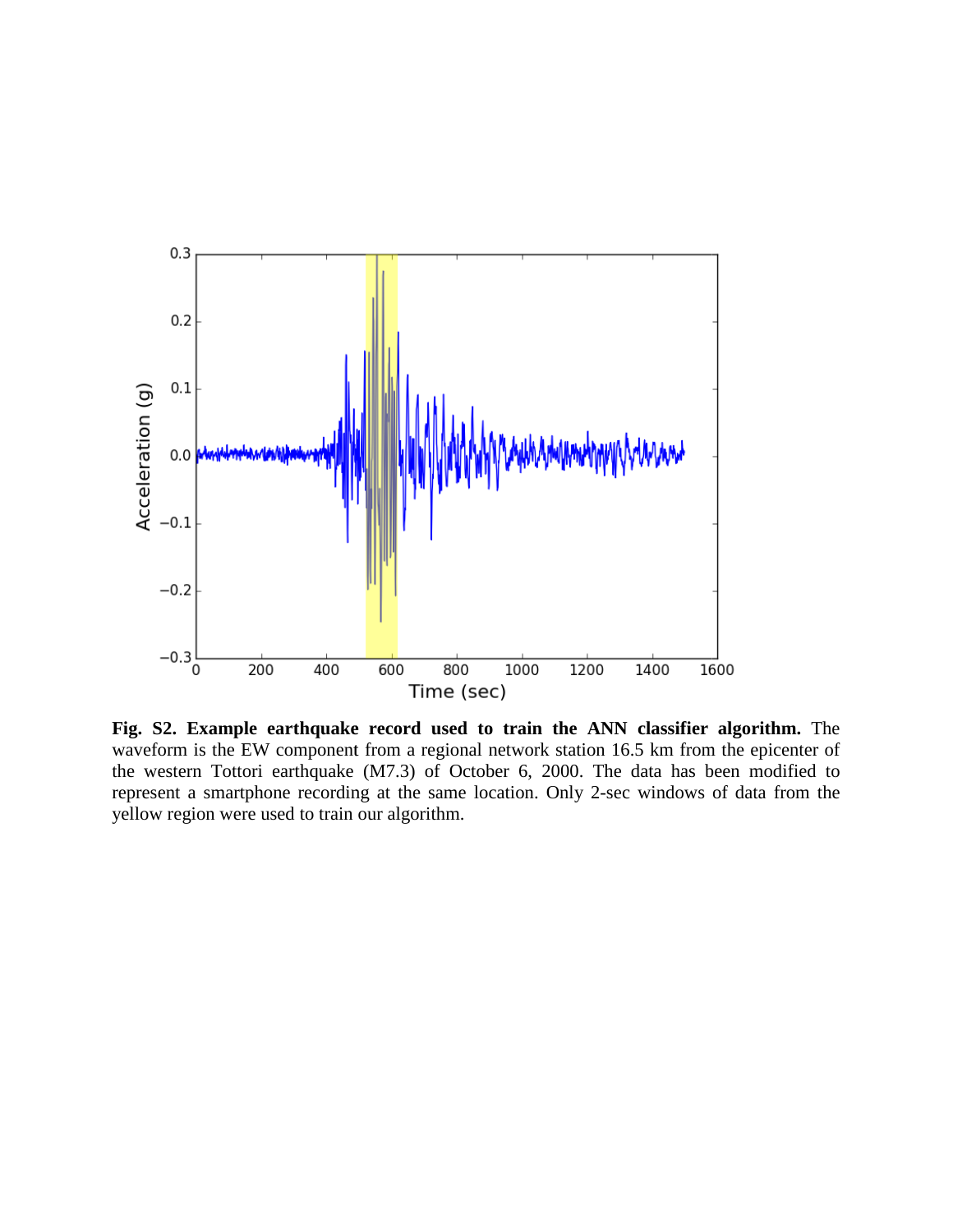**Fig. S2. Example earthquake record used to train the ANN classifier algorithm.** The waveform is the EW component from a regional network station 16.5 km from the epicenter of the western Tottori earthquake (M7.3) of October 6, 2000. The data has been modified to represent a smartphone recording at the same location. Only 2-sec windows of data from the yellow region were used to train our algorithm.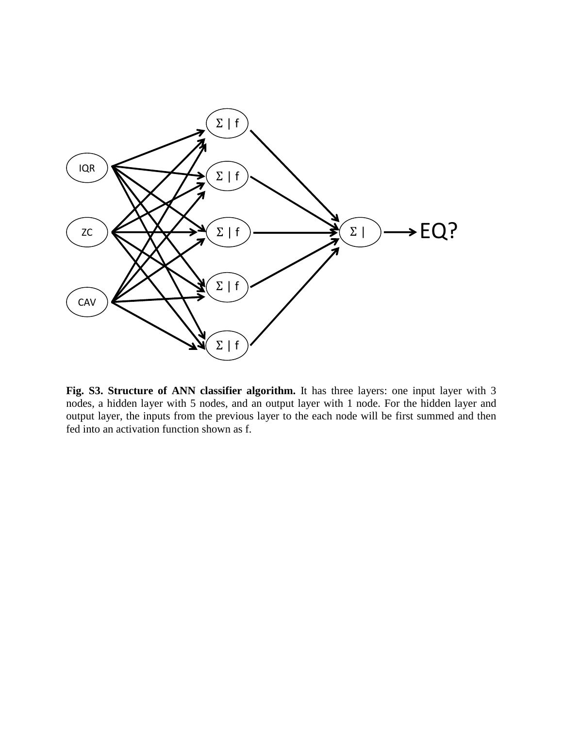**Fig. S3. Structure of ANN classifier algorithm.** It has three layers: one input layer with 3 nodes, a hidden layer with 5 nodes, and an output layer with 1 node. For the hidden layer and output layer, the inputs from the previous layer to the each node will be first summed and then fed into an activation function shown as f.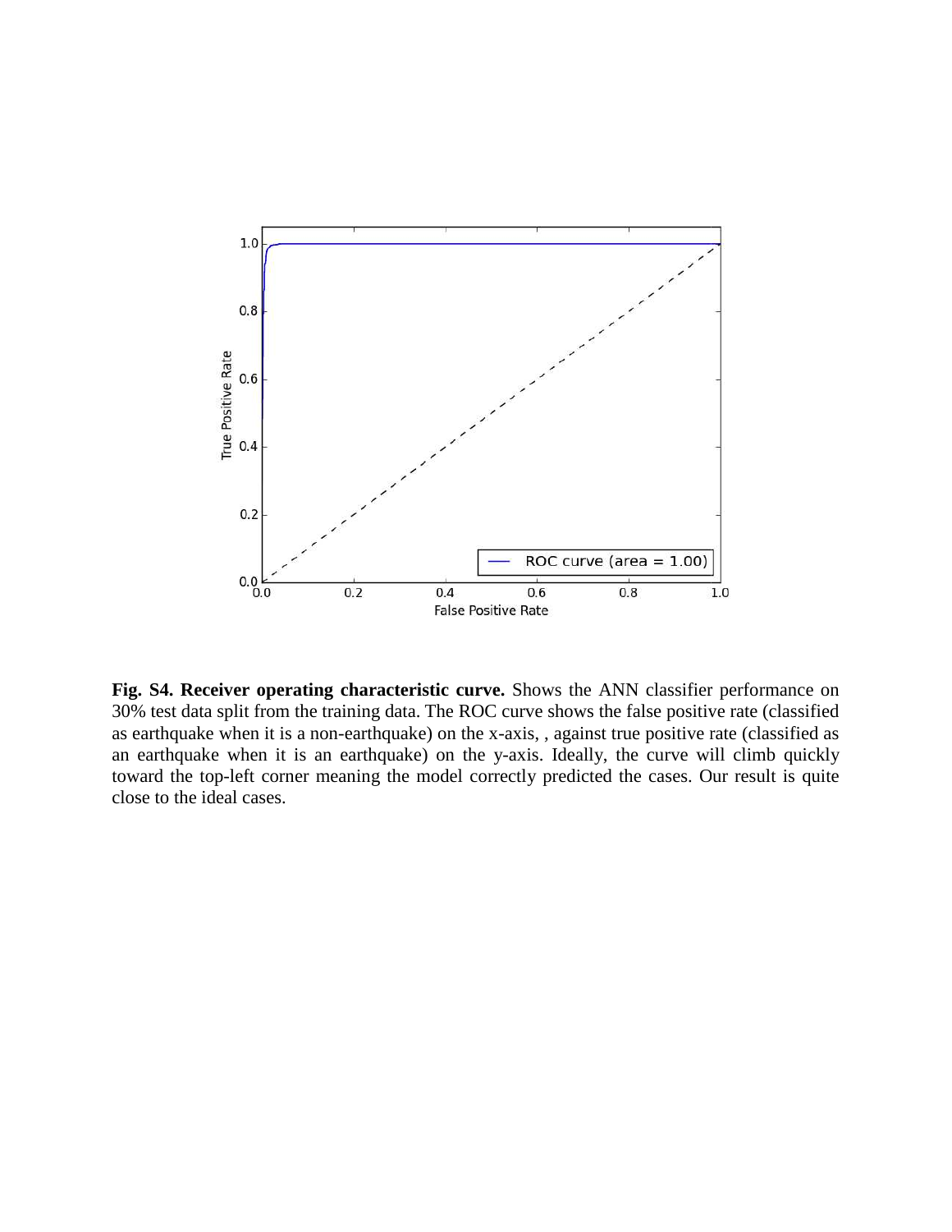**Fig. S4. Receiver operating characteristic curve.** Shows the ANN classifier performance on 30% test data split from the training data. The ROC curve shows the false positive rate (classified as earthquake when it is a non-earthquake) on the x-axis, , against true positive rate (classified as an earthquake when it is an earthquake) on the y-axis. Ideally, the curve will climb quickly toward the top-left corner meaning the model correctly predicted the cases. Our result is quite close to the ideal cases.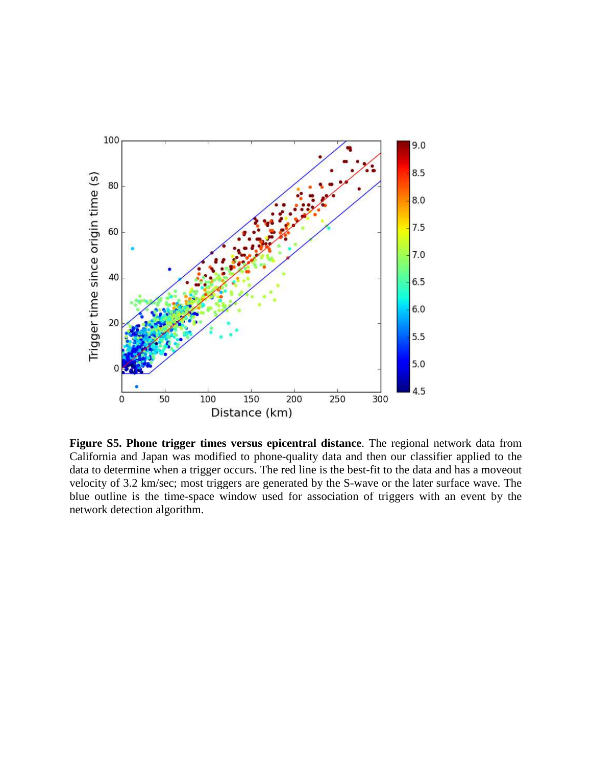**Figure S5. Phone trigger times versus epicentral distance**. The regional network data from California and Japan was modified to phone-quality data and then our classifier applied to the data to determine when a trigger occurs. The red line is the best-fit to the data and has a moveout velocity of 3.2 km/sec; most triggers are generated by the S-wave or the later surface wave. The blue outline is the time-space window used for association of triggers with an event by the network detection algorithm.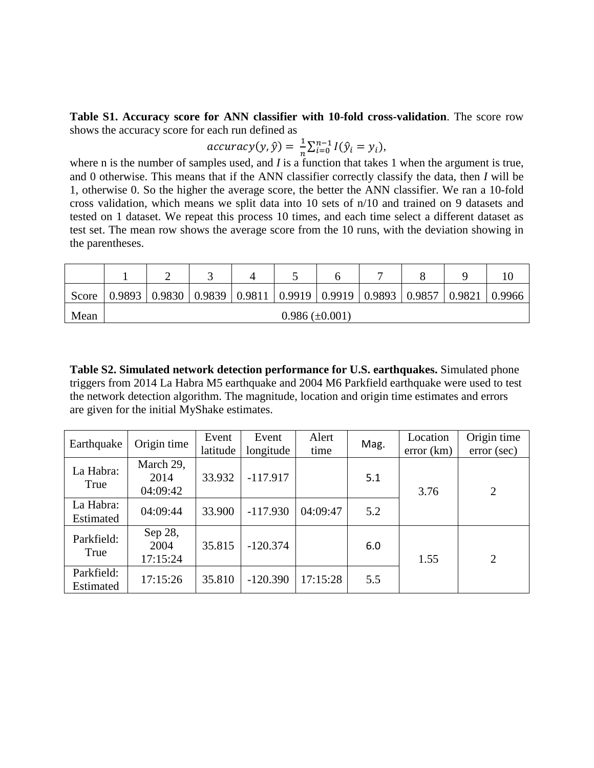**Table S1. Accuracy score for ANN classifier with 10-fold cross-validation**. The score row shows the accuracy score for each run defined as

$$accuracy(y, \hat{y}) = \frac{1}{n}\sum_{i=0}^{n-1} I(\hat{y}_i = y_i),$$

where n is the number of samples used, and *I* is a function that takes 1 when the argument is true, and 0 otherwise. This means that if the ANN classifier correctly classify the data, then *I* will be 1, otherwise 0. So the higher the average score, the better the ANN classifier. We ran a 10-fold cross validation, which means we split data into 10 sets of n/10 and trained on 9 datasets and tested on 1 dataset. We repeat this process 10 times, and each time select a different dataset as test set. The mean row shows the average score from the 10 runs, with the deviation showing in the parentheses.

| | 1 | 2 | 3 | 4 | 5 | 6 | 7 | 8 | 9 | 10 |
|---|---|---|---|---|---|---|---|---|---|---|
| Score | 0.9893 | 0.9830 | 0.9839 | 0.9811 | 0.9919 | 0.9919 | 0.9893 | 0.9857 | 0.9821 | 0.9966 |
| Mean | 0.986 (±0.001) | | | | | | | | | |

**Table S2. Simulated network detection performance for U.S. earthquakes.** Simulated phone triggers from 2014 La Habra M5 earthquake and 2004 M6 Parkfield earthquake were used to test the network detection algorithm. The magnitude, location and origin time estimates and errors are given for the initial MyShake estimates.

| Earthquake | Origin time | Event latitude | Event longitude | Alert time | Mag. | Location error (km) | Origin time error (sec) |
|---|---|---|---|---|---|---|---|
| La Habra: True | March 29, 2014 04:09:42 | 33.932 | -117.917 | | 5.1 | 3.76 | 2 |
| La Habra: Estimated | 04:09:44 | 33.900 | -117.930 | 04:09:47 | 5.2 | | |
| Parkfield: True | Sep 28, 2004 17:15:24 | 35.815 | -120.374 | | 6.0 | 1.55 | 2 |
| Parkfield: Estimated | 17:15:26 | 35.810 | -120.390 | 17:15:28 | 5.5 | | |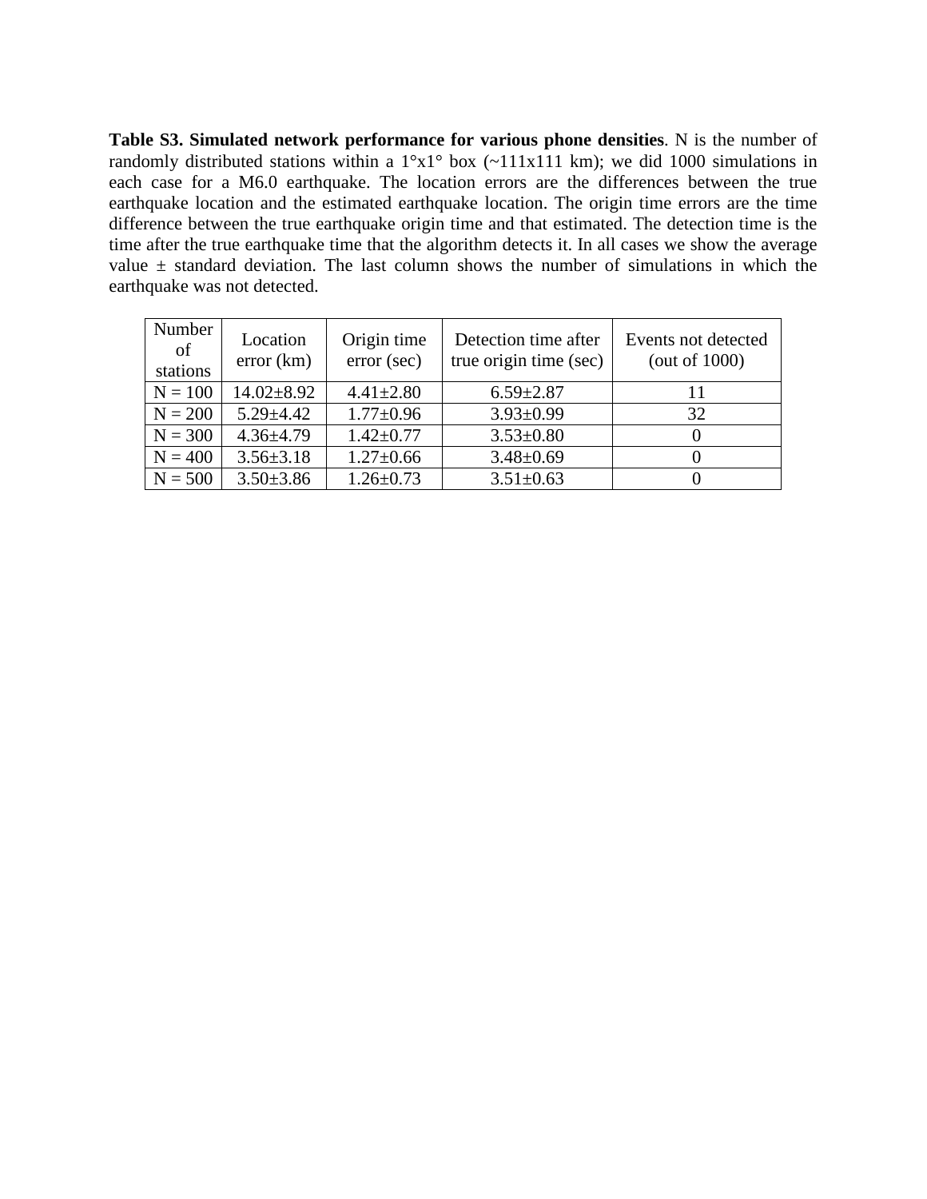**Table S3. Simulated network performance for various phone densities**. N is the number of randomly distributed stations within a 1°x1° box (~111x111 km); we did 1000 simulations in each case for a M6.0 earthquake. The location errors are the differences between the true earthquake location and the estimated earthquake location. The origin time errors are the time difference between the true earthquake origin time and that estimated. The detection time is the time after the true earthquake time that the algorithm detects it. In all cases we show the average value ± standard deviation. The last column shows the number of simulations in which the earthquake was not detected.

| Number of stations | Location error (km) | Origin time error (sec) | Detection time after true origin time (sec) | Events not detected (out of 1000) |
|---|---|---|---|---|
| N = 100 | 14.02±8.92 | 4.41±2.80 | 6.59±2.87 | 11 |
| N = 200 | 5.29±4.42 | 1.77±0.96 | 3.93±0.99 | 32 |
| N = 300 | 4.36±4.79 | 1.42±0.77 | 3.53±0.80 | 0 |
| N = 400 | 3.56±3.18 | 1.27±0.66 | 3.48±0.69 | 0 |
| N = 500 | 3.50±3.86 | 1.26±0.73 | 3.51±0.63 | 0 |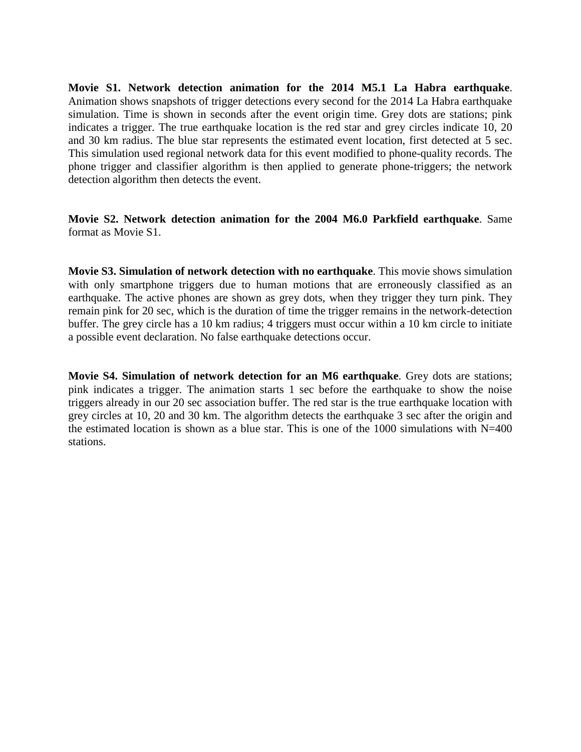**Movie S1. Network detection animation for the 2014 M5.1 La Habra earthquake**. Animation shows snapshots of trigger detections every second for the 2014 La Habra earthquake simulation. Time is shown in seconds after the event origin time. Grey dots are stations; pink indicates a trigger. The true earthquake location is the red star and grey circles indicate 10, 20 and 30 km radius. The blue star represents the estimated event location, first detected at 5 sec. This simulation used regional network data for this event modified to phone-quality records. The phone trigger and classifier algorithm is then applied to generate phone-triggers; the network detection algorithm then detects the event.

**Movie S2. Network detection animation for the 2004 M6.0 Parkfield earthquake**. Same format as Movie S1.

**Movie S3. Simulation of network detection with no earthquake**. This movie shows simulation with only smartphone triggers due to human motions that are erroneously classified as an earthquake. The active phones are shown as grey dots, when they trigger they turn pink. They remain pink for 20 sec, which is the duration of time the trigger remains in the network-detection buffer. The grey circle has a 10 km radius; 4 triggers must occur within a 10 km circle to initiate a possible event declaration. No false earthquake detections occur.

**Movie S4. Simulation of network detection for an M6 earthquake**. Grey dots are stations; pink indicates a trigger. The animation starts 1 sec before the earthquake to show the noise triggers already in our 20 sec association buffer. The red star is the true earthquake location with grey circles at 10, 20 and 30 km. The algorithm detects the earthquake 3 sec after the origin and the estimated location is shown as a blue star. This is one of the 1000 simulations with N=400 stations.